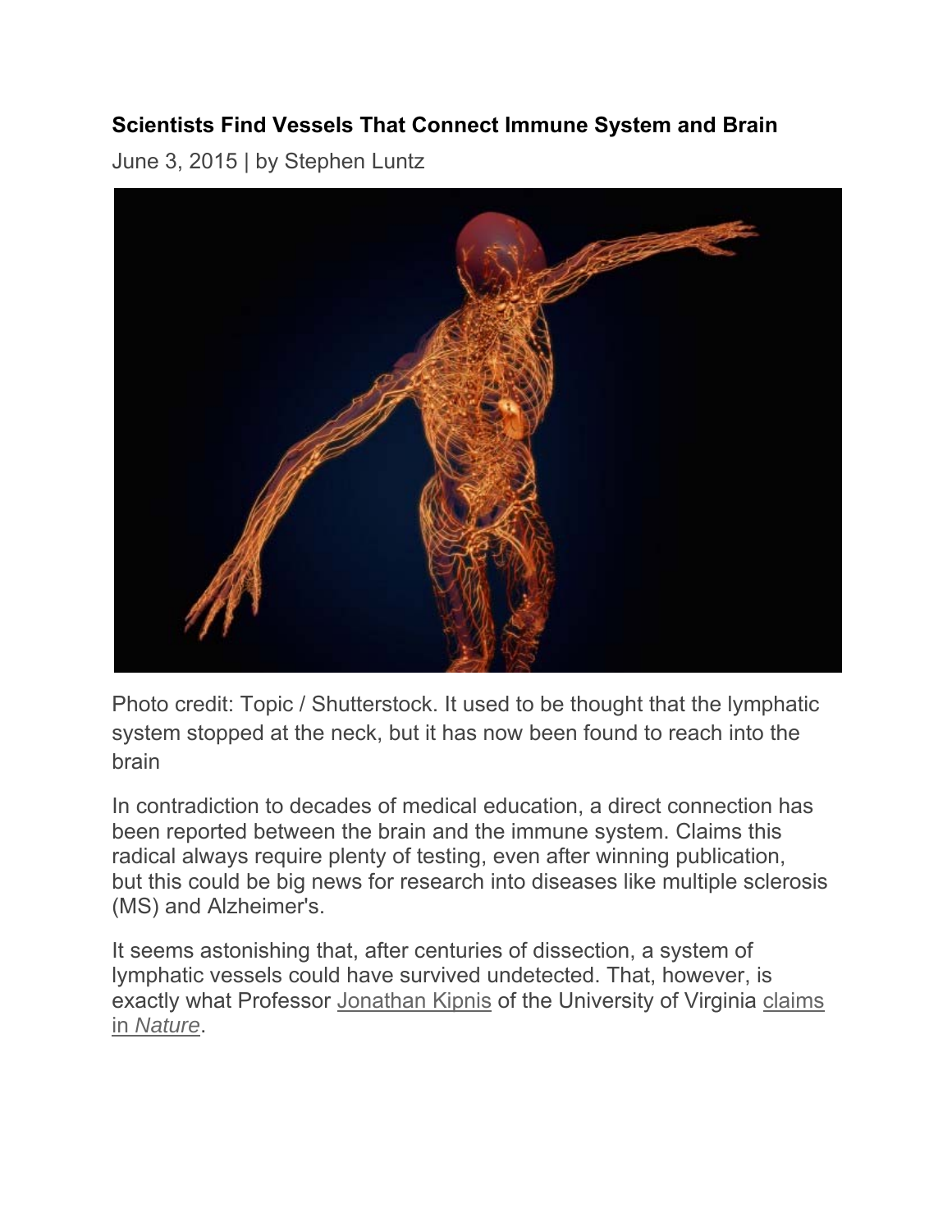**Scientists Find Vessels That Connect Immune System and Brain**

June 3, 2015 | by Stephen Luntz

Photo credit: Topic / Shutterstock. It used to be thought that the lymphatic system stopped at the neck, but it has now been found to reach into the brain

In contradiction to decades of medical education, a direct connection has been reported between the brain and the immune system. Claims this radical always require plenty of testing, even after winning publication, but this could be big news for research into diseases like multiple sclerosis (MS) and Alzheimer's.

It seems astonishing that, after centuries of dissection, a system of lymphatic vessels could have survived undetected. That, however, is exactly what Professor Jonathan Kipnis of the University of Virginia claims in *Nature*.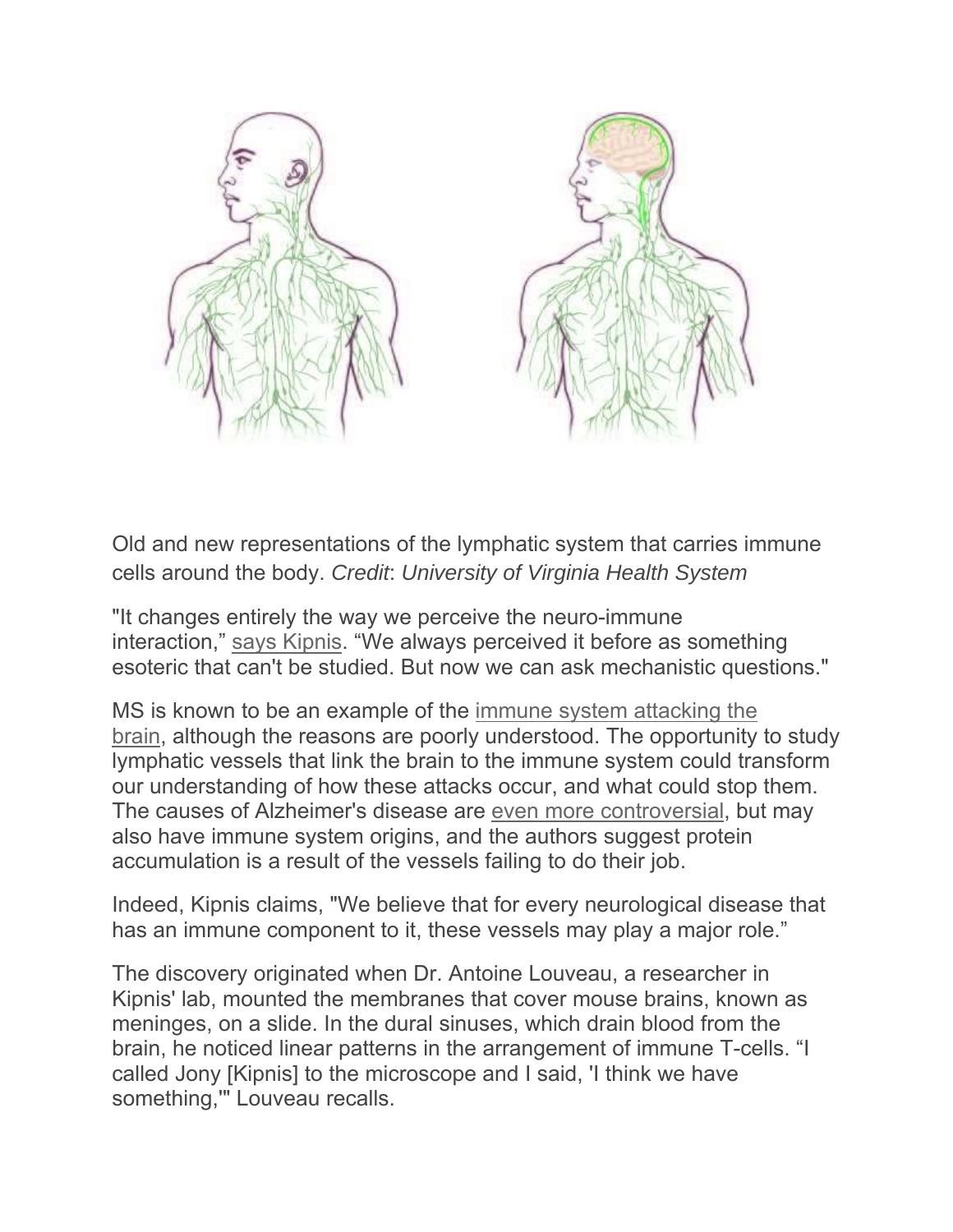Old and new representations of the lymphatic system that carries immune cells around the body. *Credit*: *University of Virginia Health System*

"It changes entirely the way we perceive the neuro-immune interaction," says Kipnis. "We always perceived it before as something esoteric that can't be studied. But now we can ask mechanistic questions."

MS is known to be an example of the immune system attacking the brain, although the reasons are poorly understood. The opportunity to study lymphatic vessels that link the brain to the immune system could transform our understanding of how these attacks occur, and what could stop them. The causes of Alzheimer's disease are even more controversial, but may also have immune system origins, and the authors suggest protein accumulation is a result of the vessels failing to do their job.

Indeed, Kipnis claims, "We believe that for every neurological disease that has an immune component to it, these vessels may play a major role."

The discovery originated when Dr. Antoine Louveau, a researcher in Kipnis' lab, mounted the membranes that cover mouse brains, known as meninges, on a slide. In the dural sinuses, which drain blood from the brain, he noticed linear patterns in the arrangement of immune T-cells. "I called Jony [Kipnis] to the microscope and I said, 'I think we have something,'" Louveau recalls.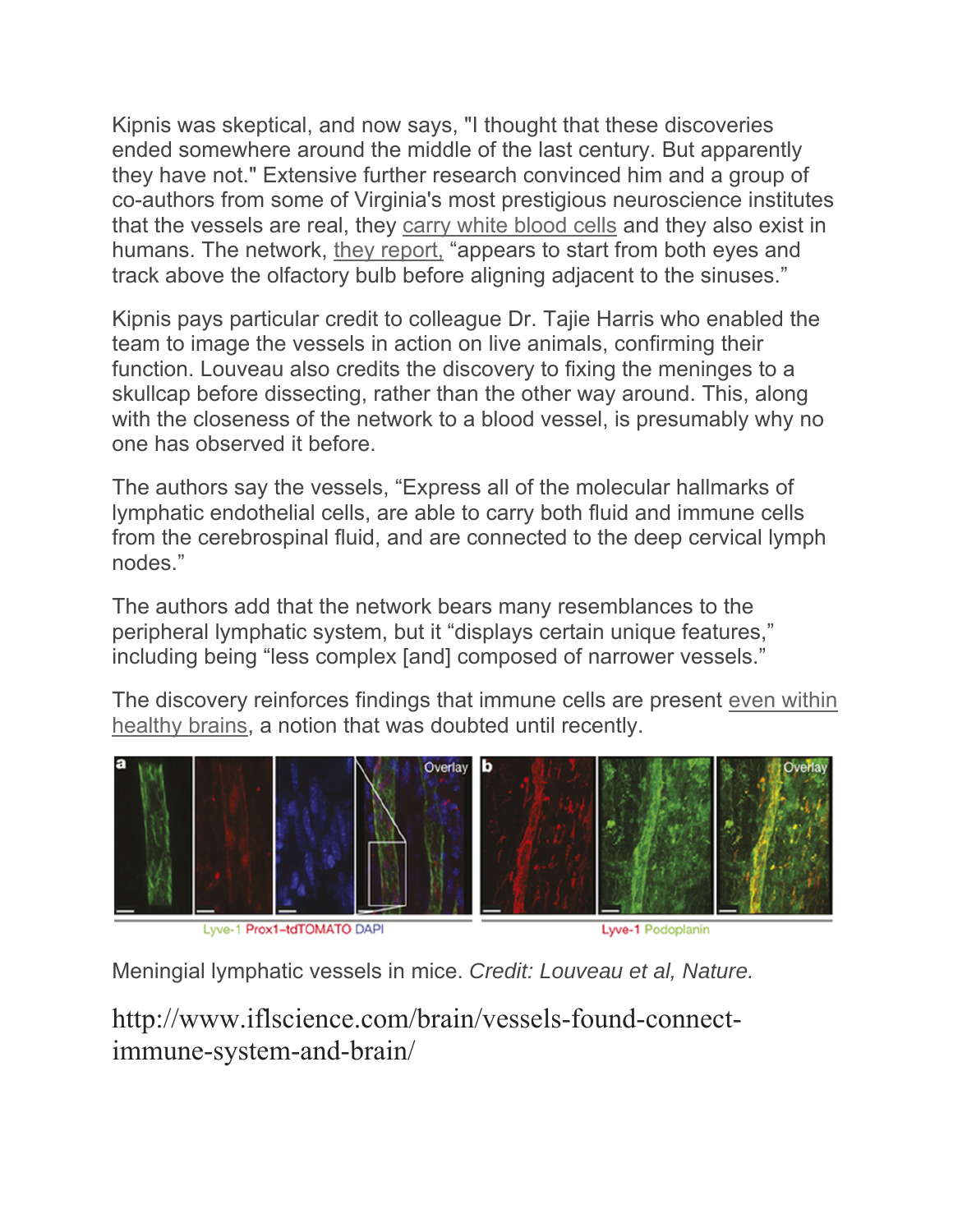Kipnis was skeptical, and now says, "I thought that these discoveries ended somewhere around the middle of the last century. But apparently they have not." Extensive further research convinced him and a group of co-authors from some of Virginia's most prestigious neuroscience institutes that the vessels are real, they carry white blood cells and they also exist in humans. The network, they report, "appears to start from both eyes and track above the olfactory bulb before aligning adjacent to the sinuses."

Kipnis pays particular credit to colleague Dr. Tajie Harris who enabled the team to image the vessels in action on live animals, confirming their function. Louveau also credits the discovery to fixing the meninges to a skullcap before dissecting, rather than the other way around. This, along with the closeness of the network to a blood vessel, is presumably why no one has observed it before.

The authors say the vessels, "Express all of the molecular hallmarks of lymphatic endothelial cells, are able to carry both fluid and immune cells from the cerebrospinal fluid, and are connected to the deep cervical lymph nodes."

The authors add that the network bears many resemblances to the peripheral lymphatic system, but it "displays certain unique features," including being "less complex [and] composed of narrower vessels."

The discovery reinforces findings that immune cells are present even within healthy brains, a notion that was doubted until recently.

Meningial lymphatic vessels in mice. *Credit: Louveau et al, Nature.*

http://www.iflscience.com/brain/vessels-found-connect-immune-system-and-brain/